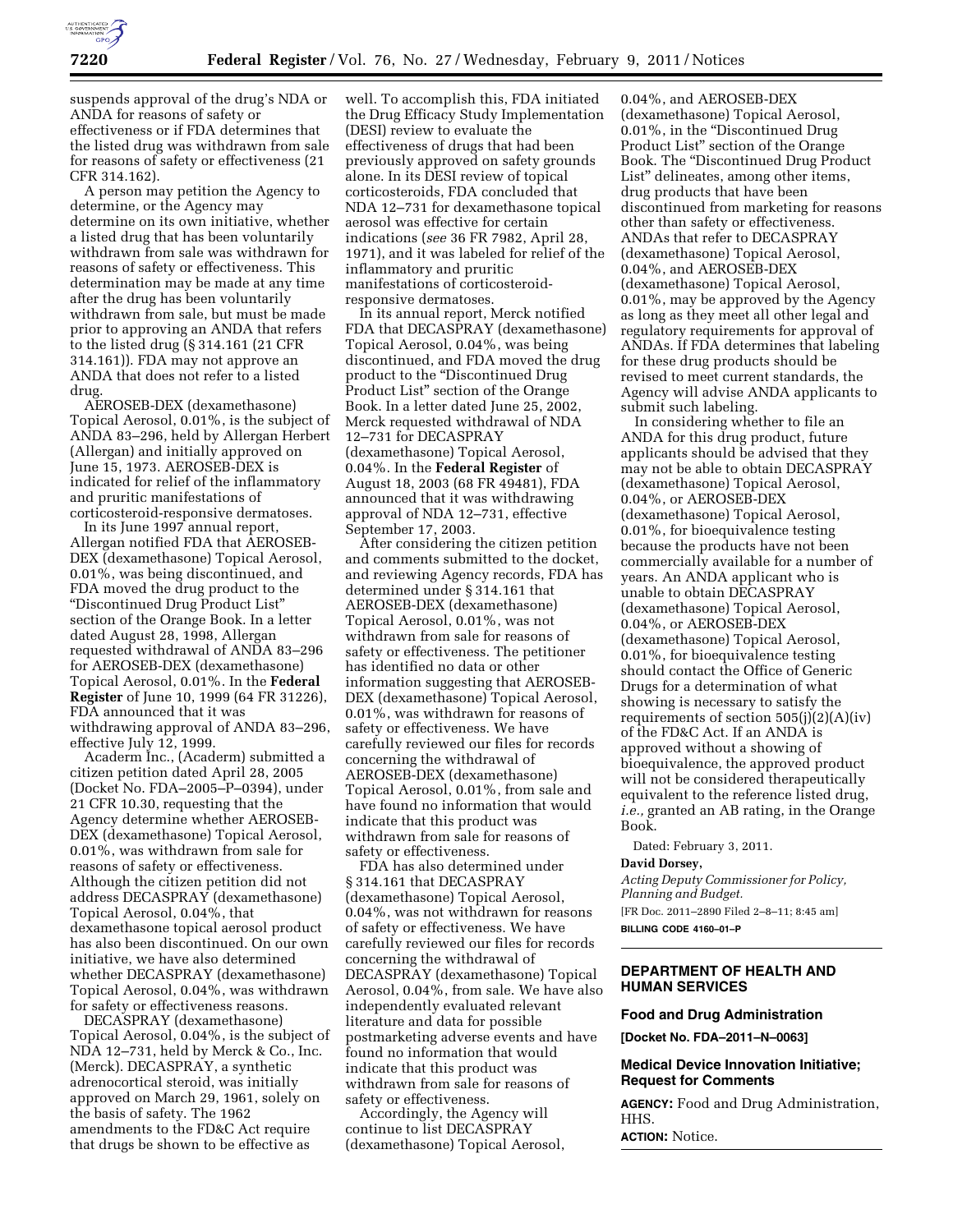suspends approval of the drug's NDA or ANDA for reasons of safety or effectiveness or if FDA determines that the listed drug was withdrawn from sale for reasons of safety or effectiveness (21 CFR 314.162).

A person may petition the Agency to determine, or the Agency may determine on its own initiative, whether a listed drug that has been voluntarily withdrawn from sale was withdrawn for reasons of safety or effectiveness. This determination may be made at any time after the drug has been voluntarily withdrawn from sale, but must be made prior to approving an ANDA that refers to the listed drug (§ 314.161 (21 CFR 314.161)). FDA may not approve an ANDA that does not refer to a listed drug.

AEROSEB-DEX (dexamethasone) Topical Aerosol, 0.01%, is the subject of ANDA 83–296, held by Allergan Herbert (Allergan) and initially approved on June 15, 1973. AEROSEB-DEX is indicated for relief of the inflammatory and pruritic manifestations of corticosteroid-responsive dermatoses.

In its June 1997 annual report, Allergan notified FDA that AEROSEB-DEX (dexamethasone) Topical Aerosol, 0.01%, was being discontinued, and FDA moved the drug product to the "Discontinued Drug Product List" section of the Orange Book. In a letter dated August 28, 1998, Allergan requested withdrawal of ANDA 83–296 for AEROSEB-DEX (dexamethasone) Topical Aerosol, 0.01%. In the **Federal Register** of June 10, 1999 (64 FR 31226), FDA announced that it was withdrawing approval of ANDA 83–296, effective July 12, 1999.

Acaderm Inc., (Acaderm) submitted a citizen petition dated April 28, 2005 (Docket No. FDA–2005–P–0394), under 21 CFR 10.30, requesting that the Agency determine whether AEROSEB-DEX (dexamethasone) Topical Aerosol, 0.01%, was withdrawn from sale for reasons of safety or effectiveness. Although the citizen petition did not address DECASPRAY (dexamethasone) Topical Aerosol, 0.04%, that dexamethasone topical aerosol product has also been discontinued. On our own initiative, we have also determined whether DECASPRAY (dexamethasone) Topical Aerosol, 0.04%, was withdrawn for safety or effectiveness reasons.

DECASPRAY (dexamethasone) Topical Aerosol, 0.04%, is the subject of NDA 12–731, held by Merck & Co., Inc. (Merck). DECASPRAY, a synthetic adrenocortical steroid, was initially approved on March 29, 1961, solely on the basis of safety. The 1962 amendments to the FD&C Act require that drugs be shown to be effective as well. To accomplish this, FDA initiated the Drug Efficacy Study Implementation (DESI) review to evaluate the effectiveness of drugs that had been previously approved on safety grounds alone. In its DESI review of topical corticosteroids, FDA concluded that NDA 12–731 for dexamethasone topical aerosol was effective for certain indications (*see* 36 FR 7982, April 28, 1971), and it was labeled for relief of the inflammatory and pruritic manifestations of corticosteroid-responsive dermatoses.

In its annual report, Merck notified FDA that DECASPRAY (dexamethasone) Topical Aerosol, 0.04%, was being discontinued, and FDA moved the drug product to the "Discontinued Drug Product List" section of the Orange Book. In a letter dated June 25, 2002, Merck requested withdrawal of NDA 12–731 for DECASPRAY (dexamethasone) Topical Aerosol, 0.04%. In the **Federal Register** of August 18, 2003 (68 FR 49481), FDA announced that it was withdrawing approval of NDA 12–731, effective September 17, 2003.

After considering the citizen petition and comments submitted to the docket, and reviewing Agency records, FDA has determined under § 314.161 that AEROSEB-DEX (dexamethasone) Topical Aerosol, 0.01%, was not withdrawn from sale for reasons of safety or effectiveness. The petitioner has identified no data or other information suggesting that AEROSEB-DEX (dexamethasone) Topical Aerosol, 0.01%, was withdrawn for reasons of safety or effectiveness. We have carefully reviewed our files for records concerning the withdrawal of AEROSEB-DEX (dexamethasone) Topical Aerosol, 0.01%, from sale and have found no information that would indicate that this product was withdrawn from sale for reasons of safety or effectiveness.

FDA has also determined under § 314.161 that DECASPRAY (dexamethasone) Topical Aerosol, 0.04%, was not withdrawn for reasons of safety or effectiveness. We have carefully reviewed our files for records concerning the withdrawal of DECASPRAY (dexamethasone) Topical Aerosol, 0.04%, from sale. We have also independently evaluated relevant literature and data for possible postmarketing adverse events and have found no information that would indicate that this product was withdrawn from sale for reasons of safety or effectiveness.

Accordingly, the Agency will continue to list DECASPRAY (dexamethasone) Topical Aerosol, 0.04%, and AEROSEB-DEX (dexamethasone) Topical Aerosol, 0.01%, in the "Discontinued Drug Product List" section of the Orange Book. The "Discontinued Drug Product List" delineates, among other items, drug products that have been discontinued from marketing for reasons other than safety or effectiveness. ANDAs that refer to DECASPRAY (dexamethasone) Topical Aerosol, 0.04%, and AEROSEB-DEX (dexamethasone) Topical Aerosol, 0.01%, may be approved by the Agency as long as they meet all other legal and regulatory requirements for approval of ANDAs. If FDA determines that labeling for these drug products should be revised to meet current standards, the Agency will advise ANDA applicants to submit such labeling.

In considering whether to file an ANDA for this drug product, future applicants should be advised that they may not be able to obtain DECASPRAY (dexamethasone) Topical Aerosol, 0.04%, or AEROSEB-DEX (dexamethasone) Topical Aerosol, 0.01%, for bioequivalence testing because the products have not been commercially available for a number of years. An ANDA applicant who is unable to obtain DECASPRAY (dexamethasone) Topical Aerosol, 0.04%, or AEROSEB-DEX (dexamethasone) Topical Aerosol, 0.01%, for bioequivalence testing should contact the Office of Generic Drugs for a determination of what showing is necessary to satisfy the requirements of section 505(j)(2)(A)(iv) of the FD&C Act. If an ANDA is approved without a showing of bioequivalence, the approved product will not be considered therapeutically equivalent to the reference listed drug, *i.e.,* granted an AB rating, in the Orange Book.

Dated: February 3, 2011.

**David Dorsey,**

*Acting Deputy Commissioner for Policy, Planning and Budget.*

[FR Doc. 2011–2890 Filed 2–8–11; 8:45 am]

**BILLING CODE 4160–01–P**

---

## DEPARTMENT OF HEALTH AND HUMAN SERVICES

### Food and Drug Administration

**[Docket No. FDA–2011–N–0063]**

### Medical Device Innovation Initiative; Request for Comments

**AGENCY:** Food and Drug Administration, HHS.

**ACTION:** Notice.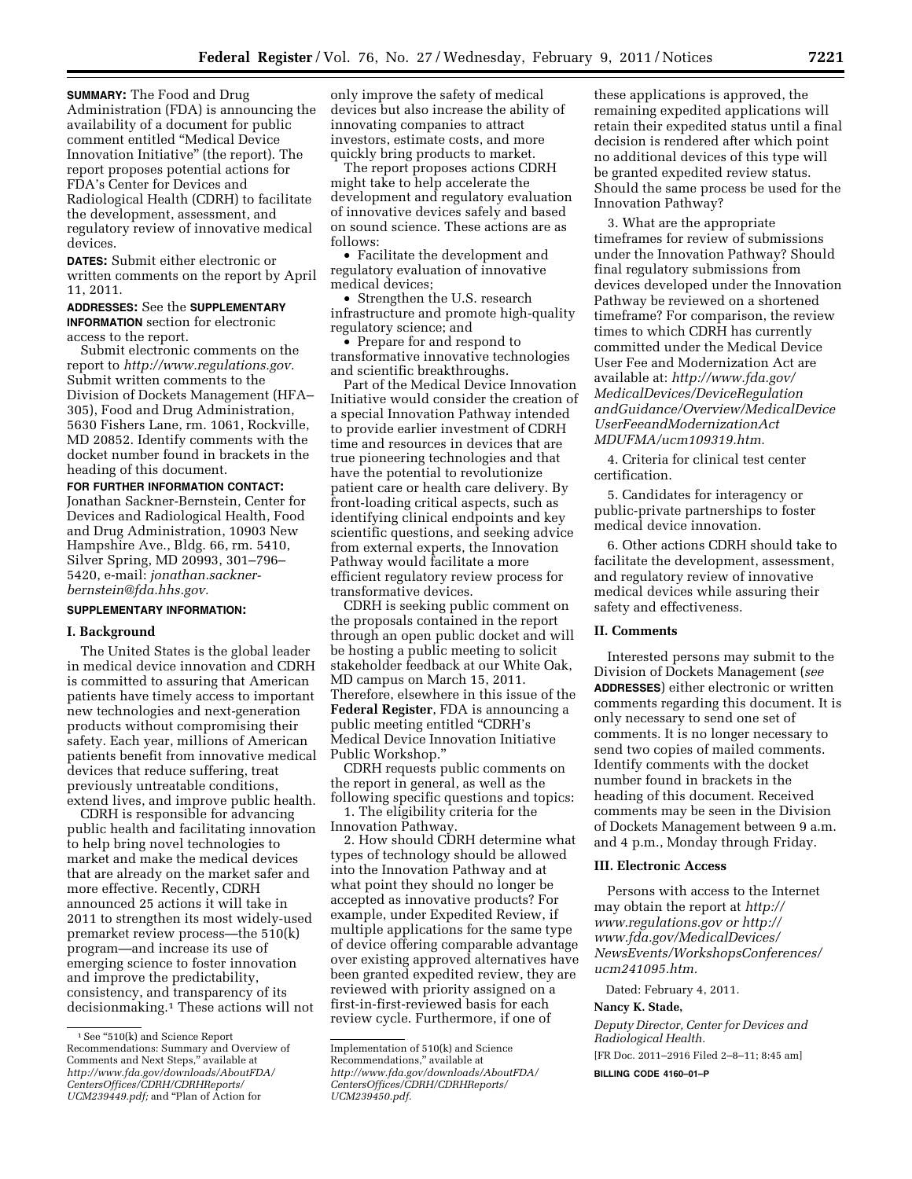**SUMMARY:** The Food and Drug Administration (FDA) is announcing the availability of a document for public comment entitled "Medical Device Innovation Initiative" (the report). The report proposes potential actions for FDA's Center for Devices and Radiological Health (CDRH) to facilitate the development, assessment, and regulatory review of innovative medical devices.

**DATES:** Submit either electronic or written comments on the report by April 11, 2011.

**ADDRESSES:** See the **SUPPLEMENTARY INFORMATION** section for electronic access to the report.

Submit electronic comments on the report to *http://www.regulations.gov.* Submit written comments to the Division of Dockets Management (HFA–305), Food and Drug Administration, 5630 Fishers Lane, rm. 1061, Rockville, MD 20852. Identify comments with the docket number found in brackets in the heading of this document.

**FOR FURTHER INFORMATION CONTACT:** Jonathan Sackner-Bernstein, Center for Devices and Radiological Health, Food and Drug Administration, 10903 New Hampshire Ave., Bldg. 66, rm. 5410, Silver Spring, MD 20993, 301–796–5420, e-mail: *jonathan.sackner-bernstein@fda.hhs.gov.*

**SUPPLEMENTARY INFORMATION:**

## I. Background

The United States is the global leader in medical device innovation and CDRH is committed to assuring that American patients have timely access to important new technologies and next-generation products without compromising their safety. Each year, millions of American patients benefit from innovative medical devices that reduce suffering, treat previously untreatable conditions, extend lives, and improve public health.

CDRH is responsible for advancing public health and facilitating innovation to help bring novel technologies to market and make the medical devices that are already on the market safer and more effective. Recently, CDRH announced 25 actions it will take in 2011 to strengthen its most widely-used premarket review process—the 510(k) program—and increase its use of emerging science to foster innovation and improve the predictability, consistency, and transparency of its decisionmaking.[1] These actions will not only improve the safety of medical devices but also increase the ability of innovating companies to attract investors, estimate costs, and more quickly bring products to market.

The report proposes actions CDRH might take to help accelerate the development and regulatory evaluation of innovative devices safely and based on sound science. These actions are as follows:

- Facilitate the development and regulatory evaluation of innovative medical devices;
- Strengthen the U.S. research infrastructure and promote high-quality regulatory science; and
- Prepare for and respond to transformative innovative technologies and scientific breakthroughs.

Part of the Medical Device Innovation Initiative would consider the creation of a special Innovation Pathway intended to provide earlier investment of CDRH time and resources in devices that are true pioneering technologies and that have the potential to revolutionize patient care or health care delivery. By front-loading critical aspects, such as identifying clinical endpoints and key scientific questions, and seeking advice from external experts, the Innovation Pathway would facilitate a more efficient regulatory review process for transformative devices.

CDRH is seeking public comment on the proposals contained in the report through an open public docket and will be hosting a public meeting to solicit stakeholder feedback at our White Oak, MD campus on March 15, 2011. Therefore, elsewhere in this issue of the **Federal Register**, FDA is announcing a public meeting entitled "CDRH's Medical Device Innovation Initiative Public Workshop."

CDRH requests public comments on the report in general, as well as the following specific questions and topics:

1. The eligibility criteria for the Innovation Pathway.

2. How should CDRH determine what types of technology should be allowed into the Innovation Pathway and at what point they should no longer be accepted as innovative products? For example, under Expedited Review, if multiple applications for the same type of device offering comparable advantage over existing approved alternatives have been granted expedited review, they are reviewed with priority assigned on a first-in-first-reviewed basis for each review cycle. Furthermore, if one of these applications is approved, the remaining expedited applications will retain their expedited status until a final decision is rendered after which point no additional devices of this type will be granted expedited review status. Should the same process be used for the Innovation Pathway?

3. What are the appropriate timeframes for review of submissions under the Innovation Pathway? Should final regulatory submissions from devices developed under the Innovation Pathway be reviewed on a shortened timeframe? For comparison, the review times to which CDRH has currently committed under the Medical Device User Fee and Modernization Act are available at: *http://www.fda.gov/MedicalDevices/DeviceRegulationandGuidance/Overview/MedicalDeviceUserFeeandModernizationActMDUFMA/ucm109319.htm.*

4. Criteria for clinical test center certification.

5. Candidates for interagency or public-private partnerships to foster medical device innovation.

6. Other actions CDRH should take to facilitate the development, assessment, and regulatory review of innovative medical devices while assuring their safety and effectiveness.

## II. Comments

Interested persons may submit to the Division of Dockets Management (*see* **ADDRESSES**) either electronic or written comments regarding this document. It is only necessary to send one set of comments. It is no longer necessary to send two copies of mailed comments. Identify comments with the docket number found in brackets in the heading of this document. Received comments may be seen in the Division of Dockets Management between 9 a.m. and 4 p.m., Monday through Friday.

## III. Electronic Access

Persons with access to the Internet may obtain the report at *http://www.regulations.gov or http://www.fda.gov/MedicalDevices/NewsEvents/WorkshopsConferences/ucm241095.htm.*

Dated: February 4, 2011.

**Nancy K. Stade,**

*Deputy Director, Center for Devices and Radiological Health.*

[FR Doc. 2011–2916 Filed 2–8–11; 8:45 am]

**BILLING CODE 4160–01–P**

---

[1] See "510(k) and Science Report Recommendations: Summary and Overview of Comments and Next Steps," available at *http://www.fda.gov/downloads/AboutFDA/CentersOffices/CDRH/CDRHReports/UCM239449.pdf;* and "Plan of Action for Implementation of 510(k) and Science Recommendations," available at *http://www.fda.gov/downloads/AboutFDA/CentersOffices/CDRH/CDRHReports/UCM239450.pdf.*